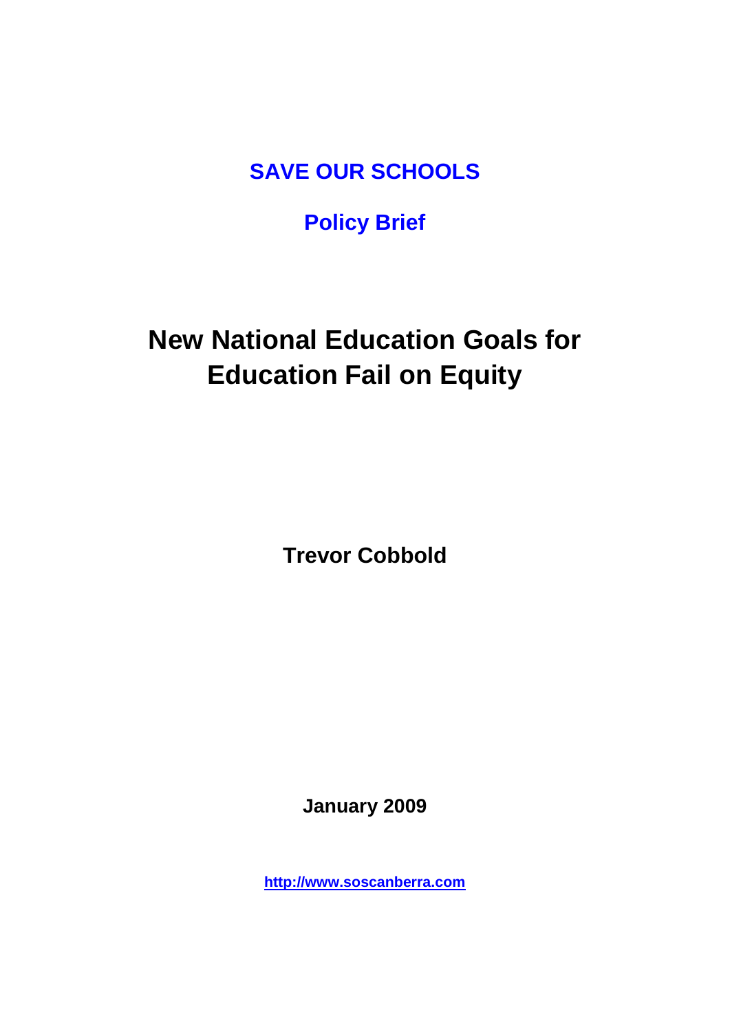**SAVE OUR SCHOOLS**

**Policy Brief**

# New National Education Goals for Education Fail on Equity

**Trevor Cobbold**

**January 2009**

http://www.soscanberra.com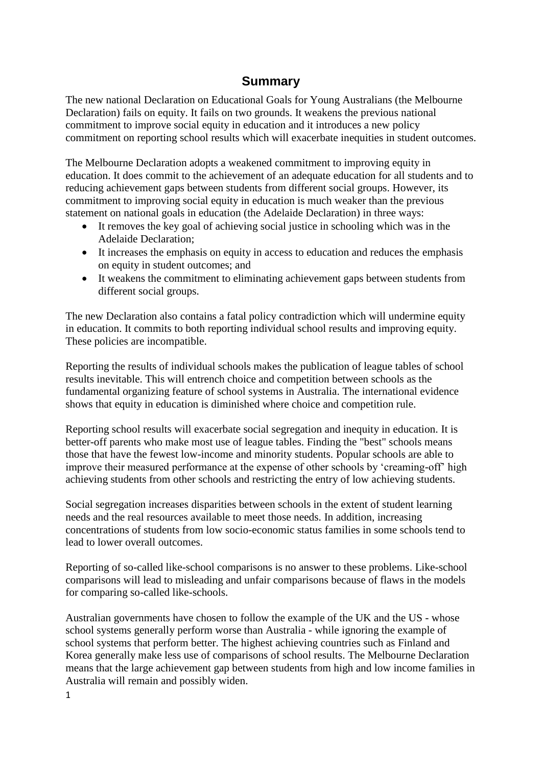## Summary

The new national Declaration on Educational Goals for Young Australians (the Melbourne Declaration) fails on equity. It fails on two grounds. It weakens the previous national commitment to improve social equity in education and it introduces a new policy commitment on reporting school results which will exacerbate inequities in student outcomes.

The Melbourne Declaration adopts a weakened commitment to improving equity in education. It does commit to the achievement of an adequate education for all students and to reducing achievement gaps between students from different social groups. However, its commitment to improving social equity in education is much weaker than the previous statement on national goals in education (the Adelaide Declaration) in three ways:

- It removes the key goal of achieving social justice in schooling which was in the Adelaide Declaration;
- It increases the emphasis on equity in access to education and reduces the emphasis on equity in student outcomes; and
- It weakens the commitment to eliminating achievement gaps between students from different social groups.

The new Declaration also contains a fatal policy contradiction which will undermine equity in education. It commits to both reporting individual school results and improving equity. These policies are incompatible.

Reporting the results of individual schools makes the publication of league tables of school results inevitable. This will entrench choice and competition between schools as the fundamental organizing feature of school systems in Australia. The international evidence shows that equity in education is diminished where choice and competition rule.

Reporting school results will exacerbate social segregation and inequity in education. It is better-off parents who make most use of league tables. Finding the "best" schools means those that have the fewest low-income and minority students. Popular schools are able to improve their measured performance at the expense of other schools by 'creaming-off' high achieving students from other schools and restricting the entry of low achieving students.

Social segregation increases disparities between schools in the extent of student learning needs and the real resources available to meet those needs. In addition, increasing concentrations of students from low socio-economic status families in some schools tend to lead to lower overall outcomes.

Reporting of so-called like-school comparisons is no answer to these problems. Like-school comparisons will lead to misleading and unfair comparisons because of flaws in the models for comparing so-called like-schools.

Australian governments have chosen to follow the example of the UK and the US - whose school systems generally perform worse than Australia - while ignoring the example of school systems that perform better. The highest achieving countries such as Finland and Korea generally make less use of comparisons of school results. The Melbourne Declaration means that the large achievement gap between students from high and low income families in Australia will remain and possibly widen.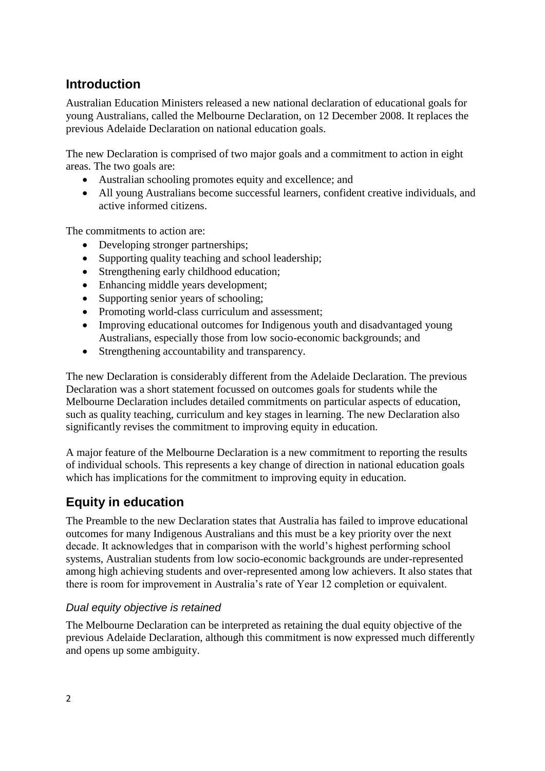## Introduction

Australian Education Ministers released a new national declaration of educational goals for young Australians, called the Melbourne Declaration, on 12 December 2008. It replaces the previous Adelaide Declaration on national education goals.

The new Declaration is comprised of two major goals and a commitment to action in eight areas. The two goals are:

- Australian schooling promotes equity and excellence; and
- All young Australians become successful learners, confident creative individuals, and active informed citizens.

The commitments to action are:

- Developing stronger partnerships;
- Supporting quality teaching and school leadership;
- Strengthening early childhood education;
- Enhancing middle years development;
- Supporting senior years of schooling;
- Promoting world-class curriculum and assessment;
- Improving educational outcomes for Indigenous youth and disadvantaged young Australians, especially those from low socio-economic backgrounds; and
- Strengthening accountability and transparency.

The new Declaration is considerably different from the Adelaide Declaration. The previous Declaration was a short statement focussed on outcomes goals for students while the Melbourne Declaration includes detailed commitments on particular aspects of education, such as quality teaching, curriculum and key stages in learning. The new Declaration also significantly revises the commitment to improving equity in education.

A major feature of the Melbourne Declaration is a new commitment to reporting the results of individual schools. This represents a key change of direction in national education goals which has implications for the commitment to improving equity in education.

## Equity in education

The Preamble to the new Declaration states that Australia has failed to improve educational outcomes for many Indigenous Australians and this must be a key priority over the next decade. It acknowledges that in comparison with the world's highest performing school systems, Australian students from low socio-economic backgrounds are under-represented among high achieving students and over-represented among low achievers. It also states that there is room for improvement in Australia's rate of Year 12 completion or equivalent.

### *Dual equity objective is retained*

The Melbourne Declaration can be interpreted as retaining the dual equity objective of the previous Adelaide Declaration, although this commitment is now expressed much differently and opens up some ambiguity.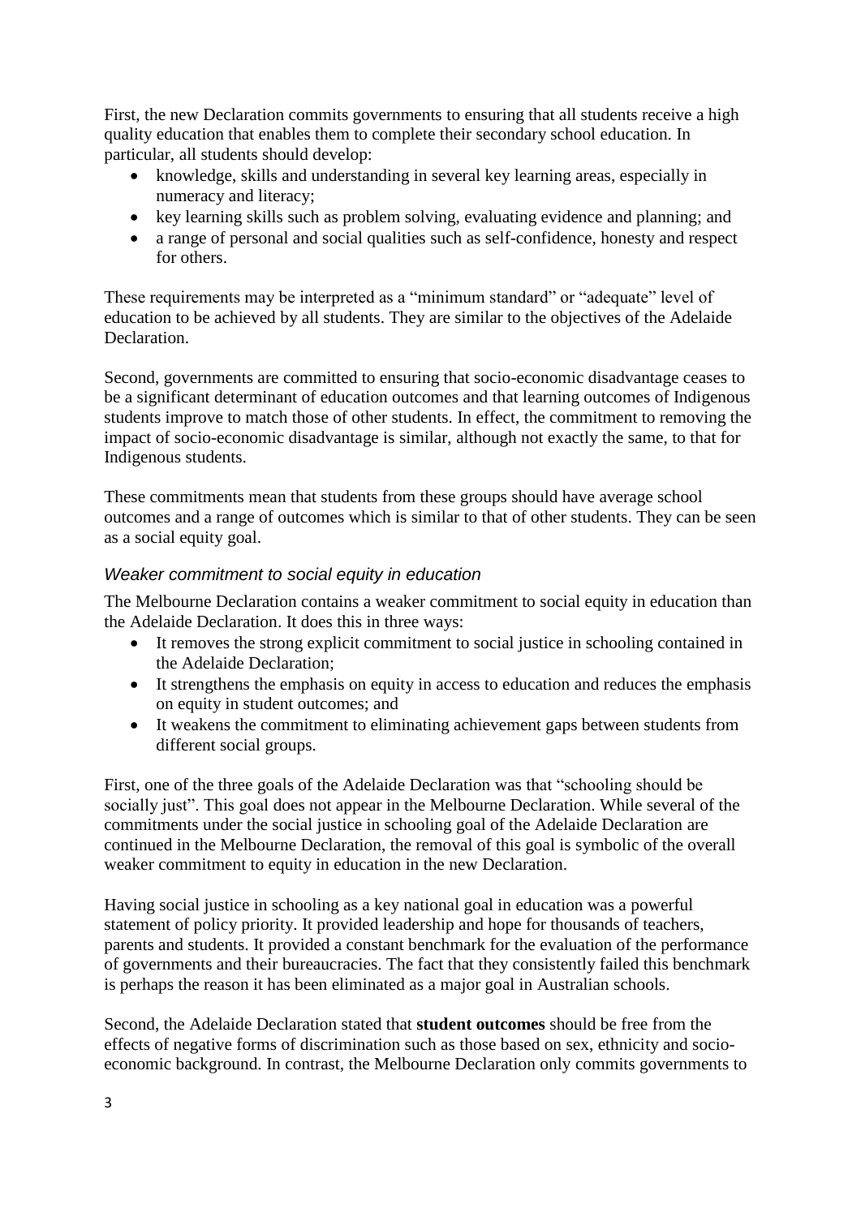First, the new Declaration commits governments to ensuring that all students receive a high quality education that enables them to complete their secondary school education. In particular, all students should develop:

- knowledge, skills and understanding in several key learning areas, especially in numeracy and literacy;
- key learning skills such as problem solving, evaluating evidence and planning; and
- a range of personal and social qualities such as self-confidence, honesty and respect for others.

These requirements may be interpreted as a "minimum standard" or "adequate" level of education to be achieved by all students. They are similar to the objectives of the Adelaide Declaration.

Second, governments are committed to ensuring that socio-economic disadvantage ceases to be a significant determinant of education outcomes and that learning outcomes of Indigenous students improve to match those of other students. In effect, the commitment to removing the impact of socio-economic disadvantage is similar, although not exactly the same, to that for Indigenous students.

These commitments mean that students from these groups should have average school outcomes and a range of outcomes which is similar to that of other students. They can be seen as a social equity goal.

### *Weaker commitment to social equity in education*

The Melbourne Declaration contains a weaker commitment to social equity in education than the Adelaide Declaration. It does this in three ways:

- It removes the strong explicit commitment to social justice in schooling contained in the Adelaide Declaration;
- It strengthens the emphasis on equity in access to education and reduces the emphasis on equity in student outcomes; and
- It weakens the commitment to eliminating achievement gaps between students from different social groups.

First, one of the three goals of the Adelaide Declaration was that "schooling should be socially just". This goal does not appear in the Melbourne Declaration. While several of the commitments under the social justice in schooling goal of the Adelaide Declaration are continued in the Melbourne Declaration, the removal of this goal is symbolic of the overall weaker commitment to equity in education in the new Declaration.

Having social justice in schooling as a key national goal in education was a powerful statement of policy priority. It provided leadership and hope for thousands of teachers, parents and students. It provided a constant benchmark for the evaluation of the performance of governments and their bureaucracies. The fact that they consistently failed this benchmark is perhaps the reason it has been eliminated as a major goal in Australian schools.

Second, the Adelaide Declaration stated that **student outcomes** should be free from the effects of negative forms of discrimination such as those based on sex, ethnicity and socio-economic background. In contrast, the Melbourne Declaration only commits governments to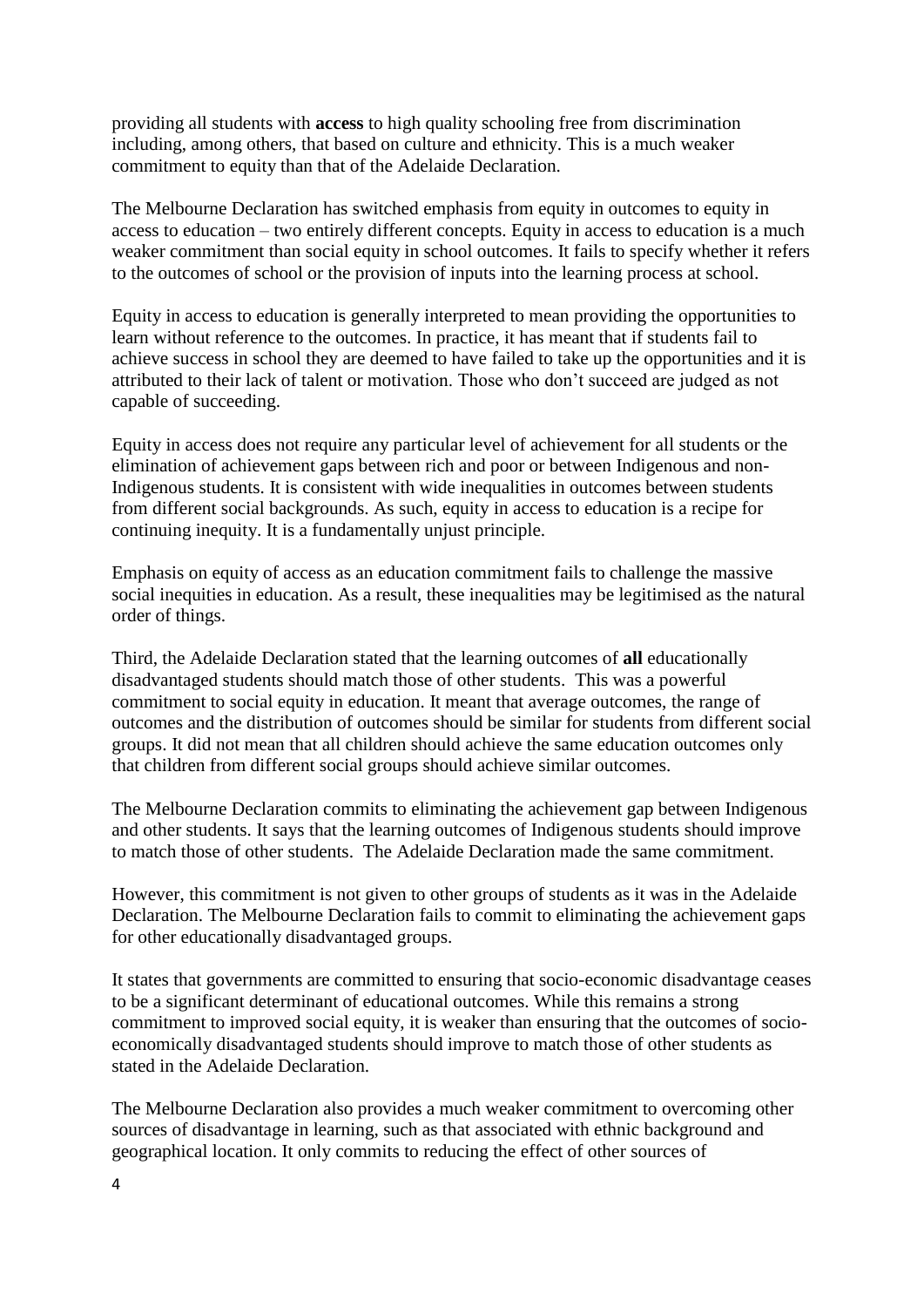providing all students with **access** to high quality schooling free from discrimination including, among others, that based on culture and ethnicity. This is a much weaker commitment to equity than that of the Adelaide Declaration.

The Melbourne Declaration has switched emphasis from equity in outcomes to equity in access to education – two entirely different concepts. Equity in access to education is a much weaker commitment than social equity in school outcomes. It fails to specify whether it refers to the outcomes of school or the provision of inputs into the learning process at school.

Equity in access to education is generally interpreted to mean providing the opportunities to learn without reference to the outcomes. In practice, it has meant that if students fail to achieve success in school they are deemed to have failed to take up the opportunities and it is attributed to their lack of talent or motivation. Those who don't succeed are judged as not capable of succeeding.

Equity in access does not require any particular level of achievement for all students or the elimination of achievement gaps between rich and poor or between Indigenous and non-Indigenous students. It is consistent with wide inequalities in outcomes between students from different social backgrounds. As such, equity in access to education is a recipe for continuing inequity. It is a fundamentally unjust principle.

Emphasis on equity of access as an education commitment fails to challenge the massive social inequities in education. As a result, these inequalities may be legitimised as the natural order of things.

Third, the Adelaide Declaration stated that the learning outcomes of **all** educationally disadvantaged students should match those of other students. This was a powerful commitment to social equity in education. It meant that average outcomes, the range of outcomes and the distribution of outcomes should be similar for students from different social groups. It did not mean that all children should achieve the same education outcomes only that children from different social groups should achieve similar outcomes.

The Melbourne Declaration commits to eliminating the achievement gap between Indigenous and other students. It says that the learning outcomes of Indigenous students should improve to match those of other students. The Adelaide Declaration made the same commitment.

However, this commitment is not given to other groups of students as it was in the Adelaide Declaration. The Melbourne Declaration fails to commit to eliminating the achievement gaps for other educationally disadvantaged groups.

It states that governments are committed to ensuring that socio-economic disadvantage ceases to be a significant determinant of educational outcomes. While this remains a strong commitment to improved social equity, it is weaker than ensuring that the outcomes of socio-economically disadvantaged students should improve to match those of other students as stated in the Adelaide Declaration.

The Melbourne Declaration also provides a much weaker commitment to overcoming other sources of disadvantage in learning, such as that associated with ethnic background and geographical location. It only commits to reducing the effect of other sources of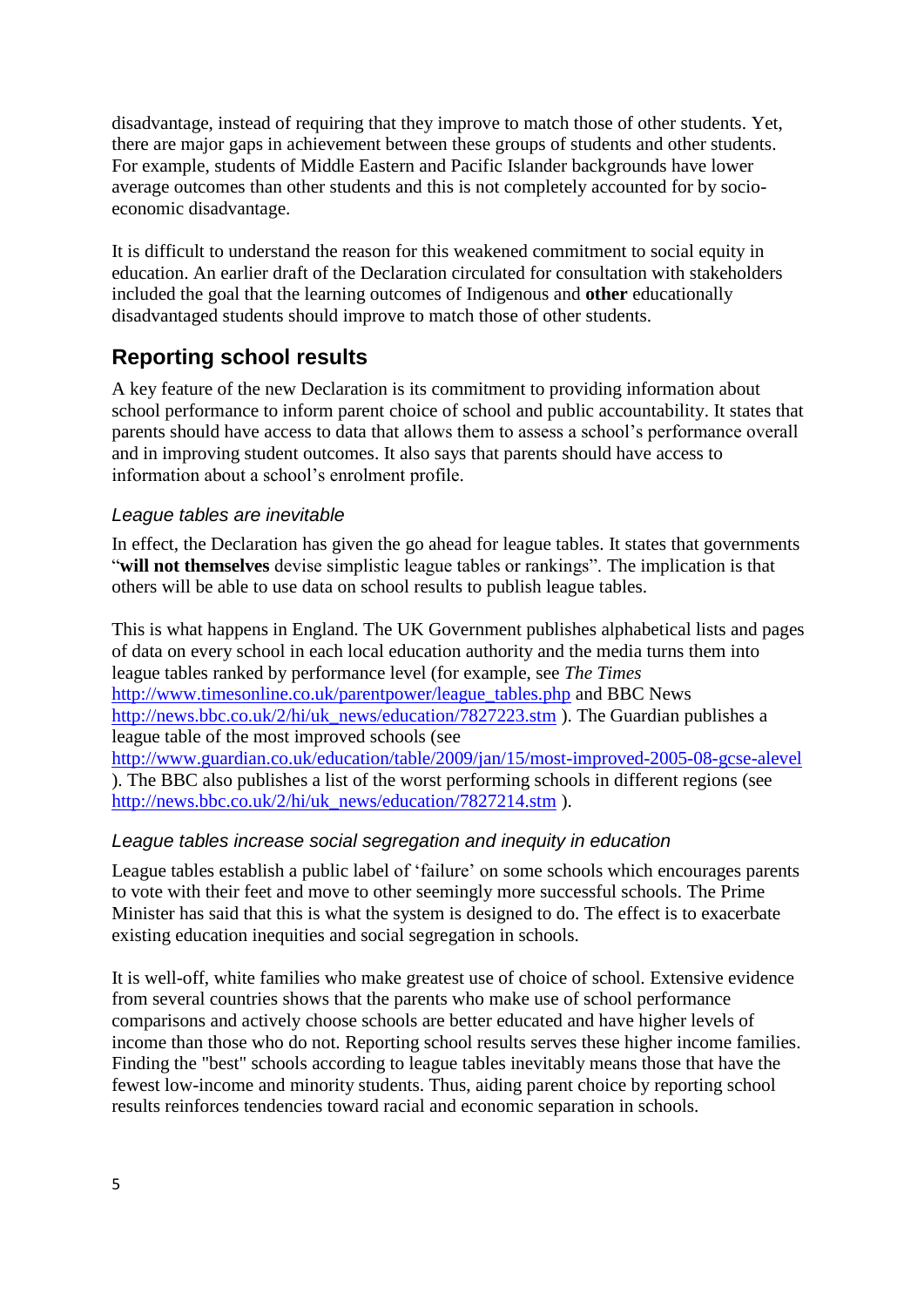disadvantage, instead of requiring that they improve to match those of other students. Yet, there are major gaps in achievement between these groups of students and other students. For example, students of Middle Eastern and Pacific Islander backgrounds have lower average outcomes than other students and this is not completely accounted for by socio-economic disadvantage.

It is difficult to understand the reason for this weakened commitment to social equity in education. An earlier draft of the Declaration circulated for consultation with stakeholders included the goal that the learning outcomes of Indigenous and **other** educationally disadvantaged students should improve to match those of other students.

## Reporting school results

A key feature of the new Declaration is its commitment to providing information about school performance to inform parent choice of school and public accountability. It states that parents should have access to data that allows them to assess a school's performance overall and in improving student outcomes. It also says that parents should have access to information about a school's enrolment profile.

### *League tables are inevitable*

In effect, the Declaration has given the go ahead for league tables. It states that governments "**will not themselves** devise simplistic league tables or rankings". The implication is that others will be able to use data on school results to publish league tables.

This is what happens in England. The UK Government publishes alphabetical lists and pages of data on every school in each local education authority and the media turns them into league tables ranked by performance level (for example, see *The Times* http://www.timesonline.co.uk/parentpower/league_tables.php and BBC News http://news.bbc.co.uk/2/hi/uk_news/education/7827223.stm ). The Guardian publishes a league table of the most improved schools (see http://www.guardian.co.uk/education/table/2009/jan/15/most-improved-2005-08-gcse-alevel ). The BBC also publishes a list of the worst performing schools in different regions (see http://news.bbc.co.uk/2/hi/uk_news/education/7827214.stm ).

### *League tables increase social segregation and inequity in education*

League tables establish a public label of 'failure' on some schools which encourages parents to vote with their feet and move to other seemingly more successful schools. The Prime Minister has said that this is what the system is designed to do. The effect is to exacerbate existing education inequities and social segregation in schools.

It is well-off, white families who make greatest use of choice of school. Extensive evidence from several countries shows that the parents who make use of school performance comparisons and actively choose schools are better educated and have higher levels of income than those who do not. Reporting school results serves these higher income families. Finding the "best" schools according to league tables inevitably means those that have the fewest low-income and minority students. Thus, aiding parent choice by reporting school results reinforces tendencies toward racial and economic separation in schools.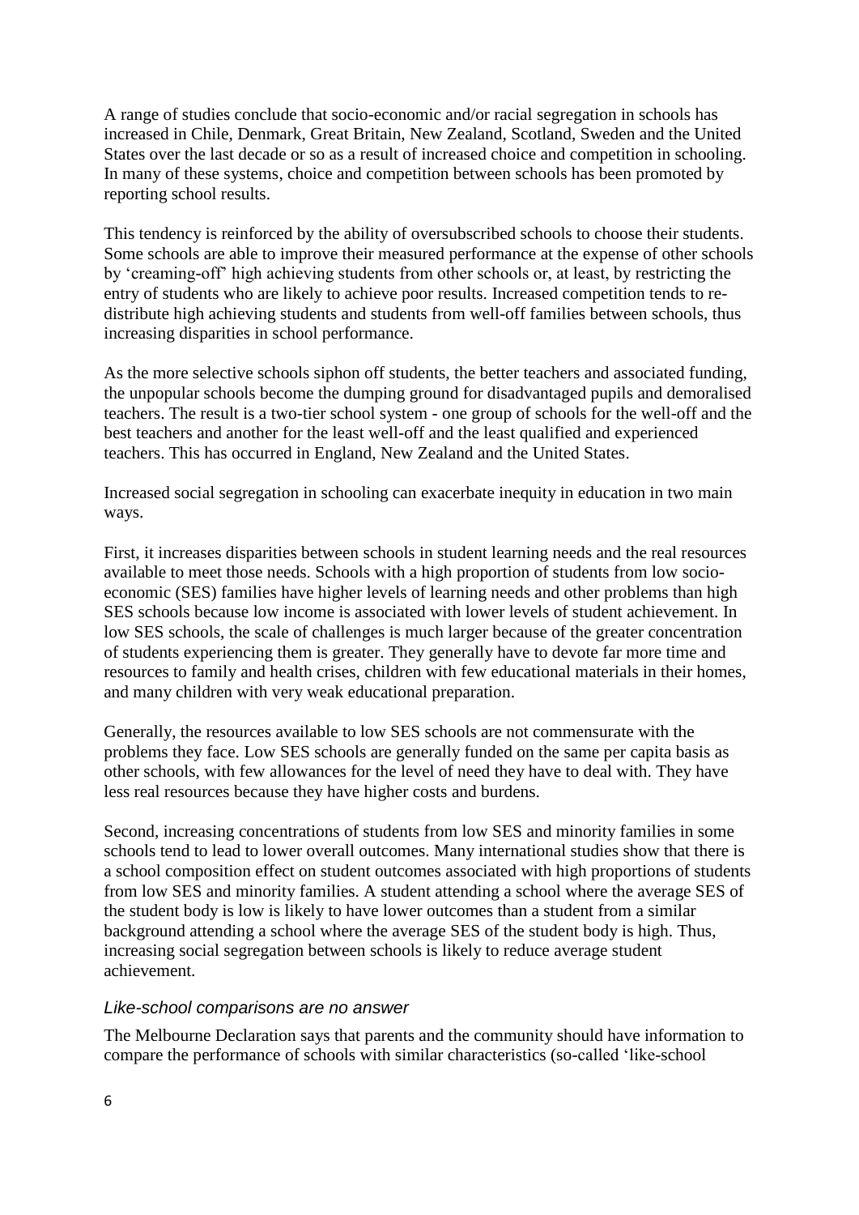A range of studies conclude that socio-economic and/or racial segregation in schools has increased in Chile, Denmark, Great Britain, New Zealand, Scotland, Sweden and the United States over the last decade or so as a result of increased choice and competition in schooling. In many of these systems, choice and competition between schools has been promoted by reporting school results.

This tendency is reinforced by the ability of oversubscribed schools to choose their students. Some schools are able to improve their measured performance at the expense of other schools by 'creaming-off' high achieving students from other schools or, at least, by restricting the entry of students who are likely to achieve poor results. Increased competition tends to re-distribute high achieving students and students from well-off families between schools, thus increasing disparities in school performance.

As the more selective schools siphon off students, the better teachers and associated funding, the unpopular schools become the dumping ground for disadvantaged pupils and demoralised teachers. The result is a two-tier school system - one group of schools for the well-off and the best teachers and another for the least well-off and the least qualified and experienced teachers. This has occurred in England, New Zealand and the United States.

Increased social segregation in schooling can exacerbate inequity in education in two main ways.

First, it increases disparities between schools in student learning needs and the real resources available to meet those needs. Schools with a high proportion of students from low socio-economic (SES) families have higher levels of learning needs and other problems than high SES schools because low income is associated with lower levels of student achievement. In low SES schools, the scale of challenges is much larger because of the greater concentration of students experiencing them is greater. They generally have to devote far more time and resources to family and health crises, children with few educational materials in their homes, and many children with very weak educational preparation.

Generally, the resources available to low SES schools are not commensurate with the problems they face. Low SES schools are generally funded on the same per capita basis as other schools, with few allowances for the level of need they have to deal with. They have less real resources because they have higher costs and burdens.

Second, increasing concentrations of students from low SES and minority families in some schools tend to lead to lower overall outcomes. Many international studies show that there is a school composition effect on student outcomes associated with high proportions of students from low SES and minority families. A student attending a school where the average SES of the student body is low is likely to have lower outcomes than a student from a similar background attending a school where the average SES of the student body is high. Thus, increasing social segregation between schools is likely to reduce average student achievement.

### *Like-school comparisons are no answer*

The Melbourne Declaration says that parents and the community should have information to compare the performance of schools with similar characteristics (so-called 'like-school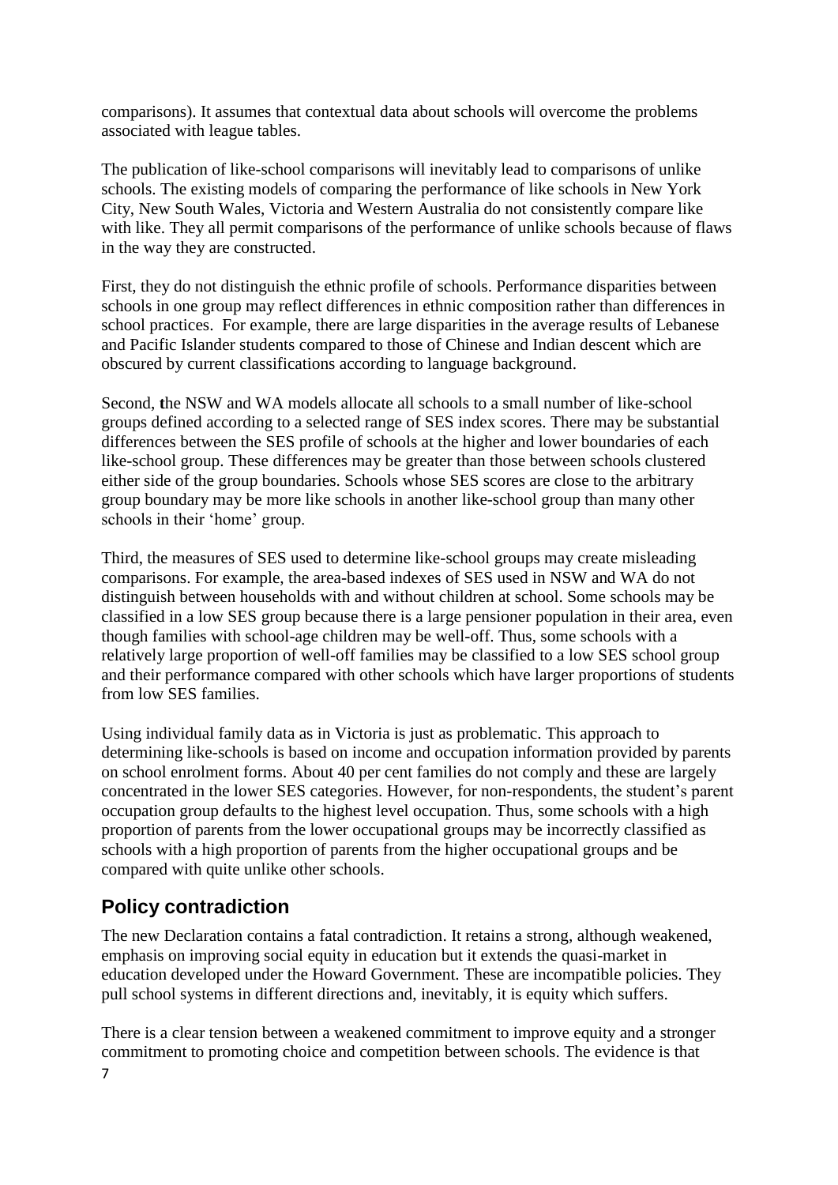comparisons). It assumes that contextual data about schools will overcome the problems associated with league tables.

The publication of like-school comparisons will inevitably lead to comparisons of unlike schools. The existing models of comparing the performance of like schools in New York City, New South Wales, Victoria and Western Australia do not consistently compare like with like. They all permit comparisons of the performance of unlike schools because of flaws in the way they are constructed.

First, they do not distinguish the ethnic profile of schools. Performance disparities between schools in one group may reflect differences in ethnic composition rather than differences in school practices. For example, there are large disparities in the average results of Lebanese and Pacific Islander students compared to those of Chinese and Indian descent which are obscured by current classifications according to language background.

Second, **t**he NSW and WA models allocate all schools to a small number of like-school groups defined according to a selected range of SES index scores. There may be substantial differences between the SES profile of schools at the higher and lower boundaries of each like-school group. These differences may be greater than those between schools clustered either side of the group boundaries. Schools whose SES scores are close to the arbitrary group boundary may be more like schools in another like-school group than many other schools in their 'home' group.

Third, the measures of SES used to determine like-school groups may create misleading comparisons. For example, the area-based indexes of SES used in NSW and WA do not distinguish between households with and without children at school. Some schools may be classified in a low SES group because there is a large pensioner population in their area, even though families with school-age children may be well-off. Thus, some schools with a relatively large proportion of well-off families may be classified to a low SES school group and their performance compared with other schools which have larger proportions of students from low SES families.

Using individual family data as in Victoria is just as problematic. This approach to determining like-schools is based on income and occupation information provided by parents on school enrolment forms. About 40 per cent families do not comply and these are largely concentrated in the lower SES categories. However, for non-respondents, the student's parent occupation group defaults to the highest level occupation. Thus, some schools with a high proportion of parents from the lower occupational groups may be incorrectly classified as schools with a high proportion of parents from the higher occupational groups and be compared with quite unlike other schools.

## Policy contradiction

The new Declaration contains a fatal contradiction. It retains a strong, although weakened, emphasis on improving social equity in education but it extends the quasi-market in education developed under the Howard Government. These are incompatible policies. They pull school systems in different directions and, inevitably, it is equity which suffers.

There is a clear tension between a weakened commitment to improve equity and a stronger commitment to promoting choice and competition between schools. The evidence is that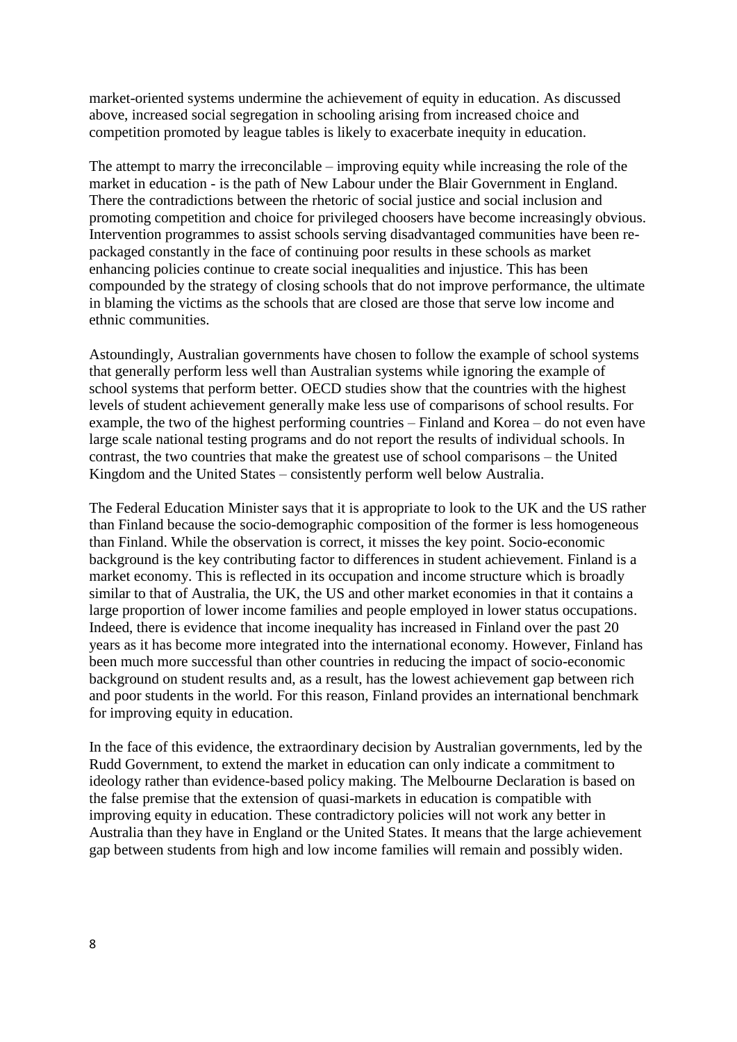market-oriented systems undermine the achievement of equity in education. As discussed above, increased social segregation in schooling arising from increased choice and competition promoted by league tables is likely to exacerbate inequity in education.

The attempt to marry the irreconcilable – improving equity while increasing the role of the market in education - is the path of New Labour under the Blair Government in England. There the contradictions between the rhetoric of social justice and social inclusion and promoting competition and choice for privileged choosers have become increasingly obvious. Intervention programmes to assist schools serving disadvantaged communities have been re-packaged constantly in the face of continuing poor results in these schools as market enhancing policies continue to create social inequalities and injustice. This has been compounded by the strategy of closing schools that do not improve performance, the ultimate in blaming the victims as the schools that are closed are those that serve low income and ethnic communities.

Astoundingly, Australian governments have chosen to follow the example of school systems that generally perform less well than Australian systems while ignoring the example of school systems that perform better. OECD studies show that the countries with the highest levels of student achievement generally make less use of comparisons of school results. For example, the two of the highest performing countries – Finland and Korea – do not even have large scale national testing programs and do not report the results of individual schools. In contrast, the two countries that make the greatest use of school comparisons – the United Kingdom and the United States – consistently perform well below Australia.

The Federal Education Minister says that it is appropriate to look to the UK and the US rather than Finland because the socio-demographic composition of the former is less homogeneous than Finland. While the observation is correct, it misses the key point. Socio-economic background is the key contributing factor to differences in student achievement. Finland is a market economy. This is reflected in its occupation and income structure which is broadly similar to that of Australia, the UK, the US and other market economies in that it contains a large proportion of lower income families and people employed in lower status occupations. Indeed, there is evidence that income inequality has increased in Finland over the past 20 years as it has become more integrated into the international economy. However, Finland has been much more successful than other countries in reducing the impact of socio-economic background on student results and, as a result, has the lowest achievement gap between rich and poor students in the world. For this reason, Finland provides an international benchmark for improving equity in education.

In the face of this evidence, the extraordinary decision by Australian governments, led by the Rudd Government, to extend the market in education can only indicate a commitment to ideology rather than evidence-based policy making. The Melbourne Declaration is based on the false premise that the extension of quasi-markets in education is compatible with improving equity in education. These contradictory policies will not work any better in Australia than they have in England or the United States. It means that the large achievement gap between students from high and low income families will remain and possibly widen.